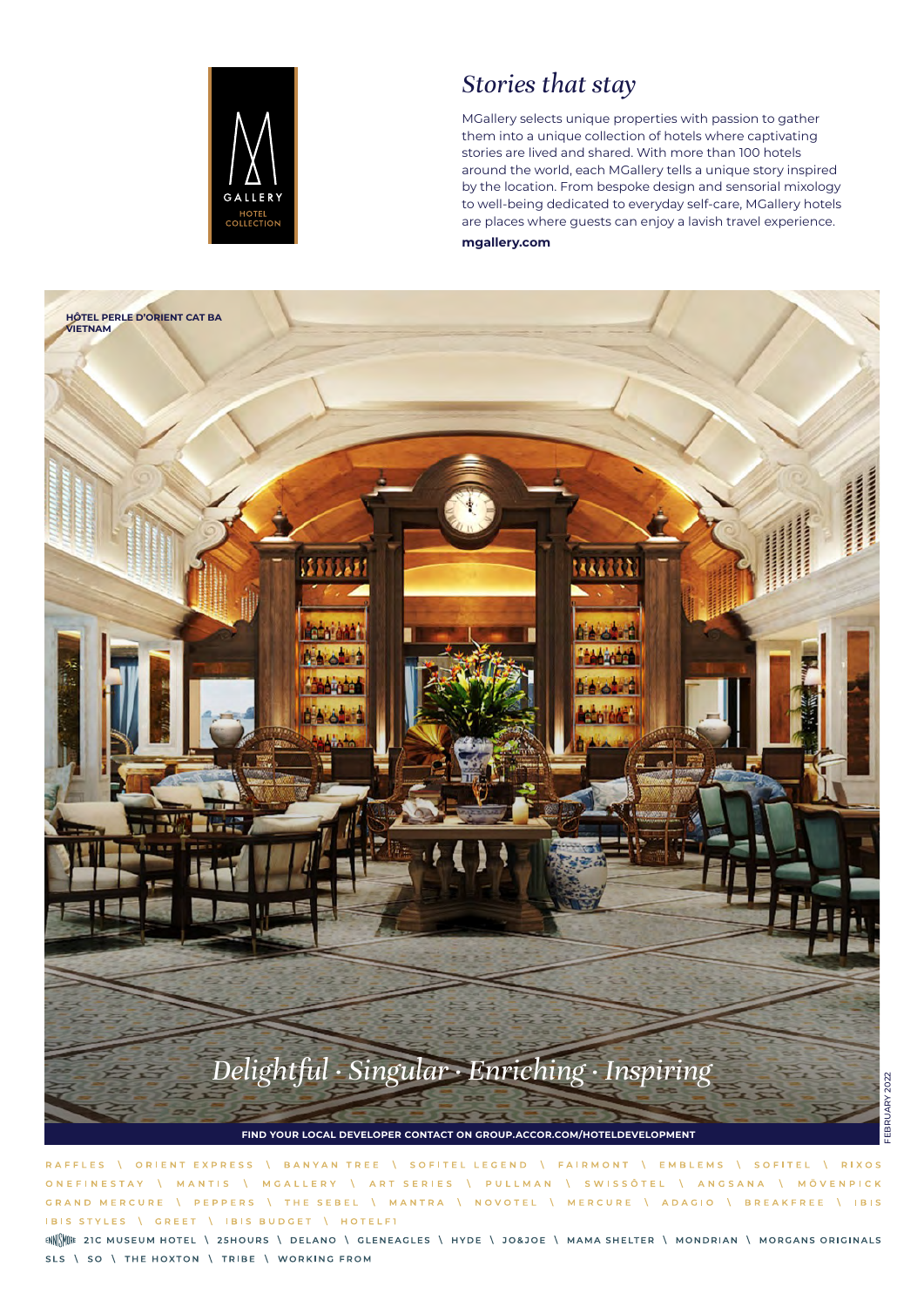GALLERY
HOTEL COLLECTION

# *Stories that stay*

MGallery selects unique properties with passion to gather them into a unique collection of hotels where captivating stories are lived and shared. With more than 100 hotels around the world, each MGallery tells a unique story inspired by the location. From bespoke design and sensorial mixology to well-being dedicated to everyday self-care, MGallery hotels are places where guests can enjoy a lavish travel experience.

**mgallery.com**

**HÔTEL PERLE D'ORIENT CAT BA VIETNAM**

*Delightful · Singular · Enriching · Inspiring*

**FIND YOUR LOCAL DEVELOPER CONTACT ON GROUP.ACCOR.COM/HOTELDEVELOPMENT**

FEBRUARY 2022

RAFFLES \ ORIENT EXPRESS \ BANYAN TREE \ SOFITEL LEGEND \ FAIRMONT \ EMBLEMS \ SOFITEL \ RIXOS
ONEFINESTAY \ MANTIS \ MGALLERY \ ART SERIES \ PULLMAN \ SWISSÔTEL \ ANGSANA \ MÖVENPICK
GRAND MERCURE \ PEPPERS \ THE SEBEL \ MANTRA \ NOVOTEL \ MERCURE \ ADAGIO \ BREAKFREE \ IBIS
IBIS STYLES \ GREET \ IBIS BUDGET \ HOTELF1

ENNISMORE 21C MUSEUM HOTEL \ 25HOURS \ DELANO \ GLENEAGLES \ HYDE \ JO&JOE \ MAMA SHELTER \ MONDRIAN \ MORGANS ORIGINALS
SLS \ SO \ THE HOXTON \ TRIBE \ WORKING FROM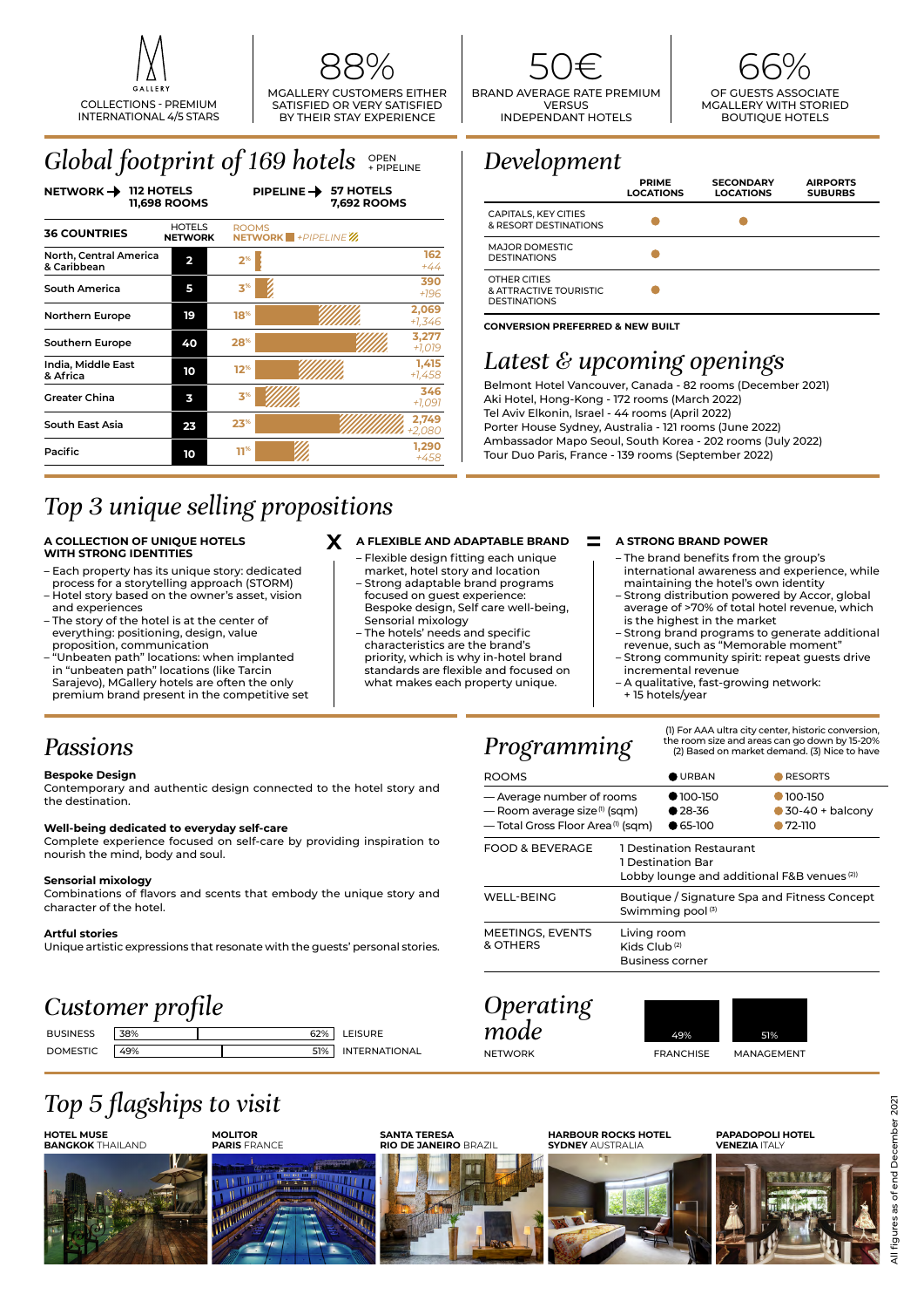COLLECTIONS - PREMIUM INTERNATIONAL 4/5 STARS

**88%** MGALLERY CUSTOMERS EITHER SATISFIED OR VERY SATISFIED BY THEIR STAY EXPERIENCE

**50€** BRAND AVERAGE RATE PREMIUM VERSUS INDEPENDANT HOTELS

**66%** OF GUESTS ASSOCIATE MGALLERY WITH STORIED BOUTIQUE HOTELS

## *Global footprint of 169 hotels* OPEN + PIPELINE

**NETWORK → 112 HOTELS 11,698 ROOMS**

**PIPELINE → 57 HOTELS 7,692 ROOMS**

| 36 COUNTRIES | HOTELS NETWORK | ROOMS NETWORK | ROOMS +PIPELINE |
|---|---|---|---|
| North, Central America & Caribbean | 2 | 2% | 162 / +44 |
| South America | 5 | 3% | 390 / +196 |
| Northern Europe | 19 | 18% | 2,069 / +1,346 |
| Southern Europe | 40 | 28% | 3,277 / +1,019 |
| India, Middle East & Africa | 10 | 12% | 1,415 / +1,458 |
| Greater China | 3 | 3% | 346 / +1,091 |
| South East Asia | 23 | 23% | 2,749 / +2,080 |
| Pacific | 10 | 11% | 1,290 / +458 |

## *Development*

| | PRIME LOCATIONS | SECONDARY LOCATIONS | AIRPORTS SUBURBS |
|---|---|---|---|
| CAPITALS, KEY CITIES & RESORT DESTINATIONS | ● | ● | |
| MAJOR DOMESTIC DESTINATIONS | ● | | |
| OTHER CITIES & ATTRACTIVE TOURISTIC DESTINATIONS | ● | | |

**CONVERSION PREFERRED & NEW BUILT**

## *Latest & upcoming openings*

Belmont Hotel Vancouver, Canada - 82 rooms (December 2021)
Aki Hotel, Hong-Kong - 172 rooms (March 2022)
Tel Aviv Elkonin, Israel - 44 rooms (April 2022)
Porter House Sydney, Australia - 121 rooms (June 2022)
Ambassador Mapo Seoul, South Korea - 202 rooms (July 2022)
Tour Duo Paris, France - 139 rooms (September 2022)

## *Top 3 unique selling propositions*

**A COLLECTION OF UNIQUE HOTELS WITH STRONG IDENTITIES**

- Each property has its unique story: dedicated process for a storytelling approach (STORM)
- Hotel story based on the owner's asset, vision and experiences
- The story of the hotel is at the center of everything: positioning, design, value proposition, communication
- "Unbeaten path" locations: when implanted in "unbeaten path" locations (like Tarcin Sarajevo), MGallery hotels are often the only premium brand present in the competitive set

**X**

**A FLEXIBLE AND ADAPTABLE BRAND**

- Flexible design fitting each unique market, hotel story and location
- Strong adaptable brand programs focused on guest experience: Bespoke design, Self care well-being, Sensorial mixology
- The hotels' needs and specific characteristics are the brand's priority, which is why in-hotel brand standards are flexible and focused on what makes each property unique.

**=**

**A STRONG BRAND POWER**

- The brand benefits from the group's international awareness and experience, while maintaining the hotel's own identity
- Strong distribution powered by Accor, global average of >70% of total hotel revenue, which is the highest in the market
- Strong brand programs to generate additional revenue, such as "Memorable moment"
- Strong community spirit: repeat guests drive incremental revenue
- A qualitative, fast-growing network: + 15 hotels/year

## *Passions*

**Bespoke Design**
Contemporary and authentic design connected to the hotel story and the destination.

**Well-being dedicated to everyday self-care**
Complete experience focused on self-care by providing inspiration to nourish the mind, body and soul.

**Sensorial mixology**
Combinations of flavors and scents that embody the unique story and character of the hotel.

**Artful stories**
Unique artistic expressions that resonate with the guests' personal stories.

## *Programming*

(1) For AAA ultra city center, historic conversion, the room size and areas can go down by 15-20% (2) Based on market demand. (3) Nice to have

| ROOMS | URBAN | RESORTS |
|---|---|---|
| — Average number of rooms | 100-150 | 100-150 |
| — Room average size[1] (sqm) | 28-36 | 30-40 + balcony |
| — Total Gross Floor Area[1] (sqm) | 65-100 | 72-110 |
| FOOD & BEVERAGE | 1 Destination Restaurant<br>1 Destination Bar<br>Lobby lounge and additional F&B venues[2] | |
| WELL-BEING | Boutique / Signature Spa and Fitness Concept<br>Swimming pool[3] | |
| MEETINGS, EVENTS & OTHERS | Living room<br>Kids Club[2]<br>Business corner | |

## *Customer profile*

BUSINESS 38% — 62% LEISURE
DOMESTIC 49% — 51% INTERNATIONAL

## *Operating mode*

NETWORK
49% FRANCHISE
51% MANAGEMENT

## *Top 5 flagships to visit*

**HOTEL MUSE** **BANGKOK** THAILAND

**MOLITOR** **PARIS** FRANCE

**SANTA TERESA** **RIO DE JANEIRO** BRAZIL

**HARBOUR ROCKS HOTEL** **SYDNEY** AUSTRALIA

**PAPADOPOLI HOTEL** **VENEZIA** ITALY

All figures as of end December 2021